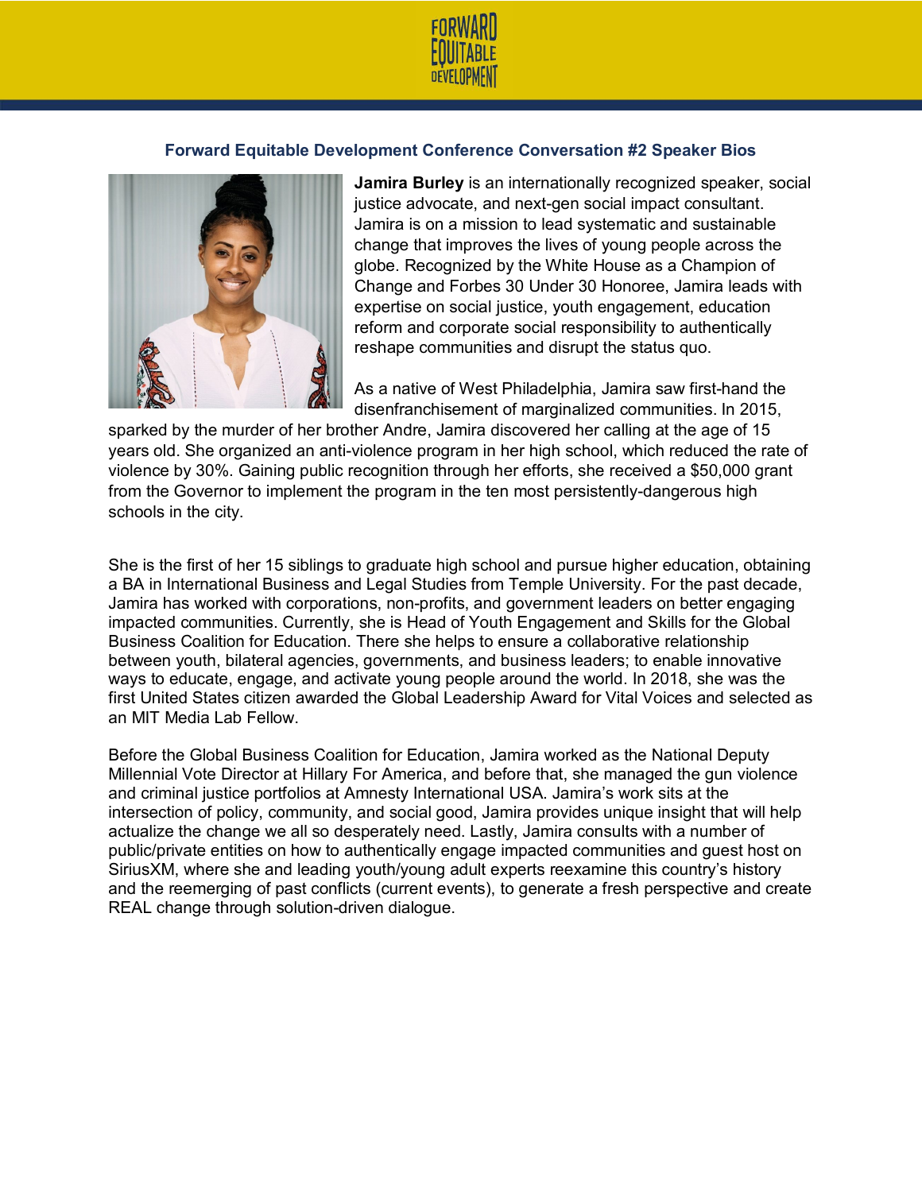## Forward Equitable Development Conference Conversation #2 Speaker Bios

**Jamira Burley** is an internationally recognized speaker, social justice advocate, and next-gen social impact consultant. Jamira is on a mission to lead systematic and sustainable change that improves the lives of young people across the globe. Recognized by the White House as a Champion of Change and Forbes 30 Under 30 Honoree, Jamira leads with expertise on social justice, youth engagement, education reform and corporate social responsibility to authentically reshape communities and disrupt the status quo.

As a native of West Philadelphia, Jamira saw first-hand the disenfranchisement of marginalized communities. In 2015, sparked by the murder of her brother Andre, Jamira discovered her calling at the age of 15 years old. She organized an anti-violence program in her high school, which reduced the rate of violence by 30%. Gaining public recognition through her efforts, she received a $50,000 grant from the Governor to implement the program in the ten most persistently-dangerous high schools in the city.

She is the first of her 15 siblings to graduate high school and pursue higher education, obtaining a BA in International Business and Legal Studies from Temple University. For the past decade, Jamira has worked with corporations, non-profits, and government leaders on better engaging impacted communities. Currently, she is Head of Youth Engagement and Skills for the Global Business Coalition for Education. There she helps to ensure a collaborative relationship between youth, bilateral agencies, governments, and business leaders; to enable innovative ways to educate, engage, and activate young people around the world. In 2018, she was the first United States citizen awarded the Global Leadership Award for Vital Voices and selected as an MIT Media Lab Fellow.

Before the Global Business Coalition for Education, Jamira worked as the National Deputy Millennial Vote Director at Hillary For America, and before that, she managed the gun violence and criminal justice portfolios at Amnesty International USA. Jamira's work sits at the intersection of policy, community, and social good, Jamira provides unique insight that will help actualize the change we all so desperately need. Lastly, Jamira consults with a number of public/private entities on how to authentically engage impacted communities and guest host on SiriusXM, where she and leading youth/young adult experts reexamine this country's history and the reemerging of past conflicts (current events), to generate a fresh perspective and create REAL change through solution-driven dialogue.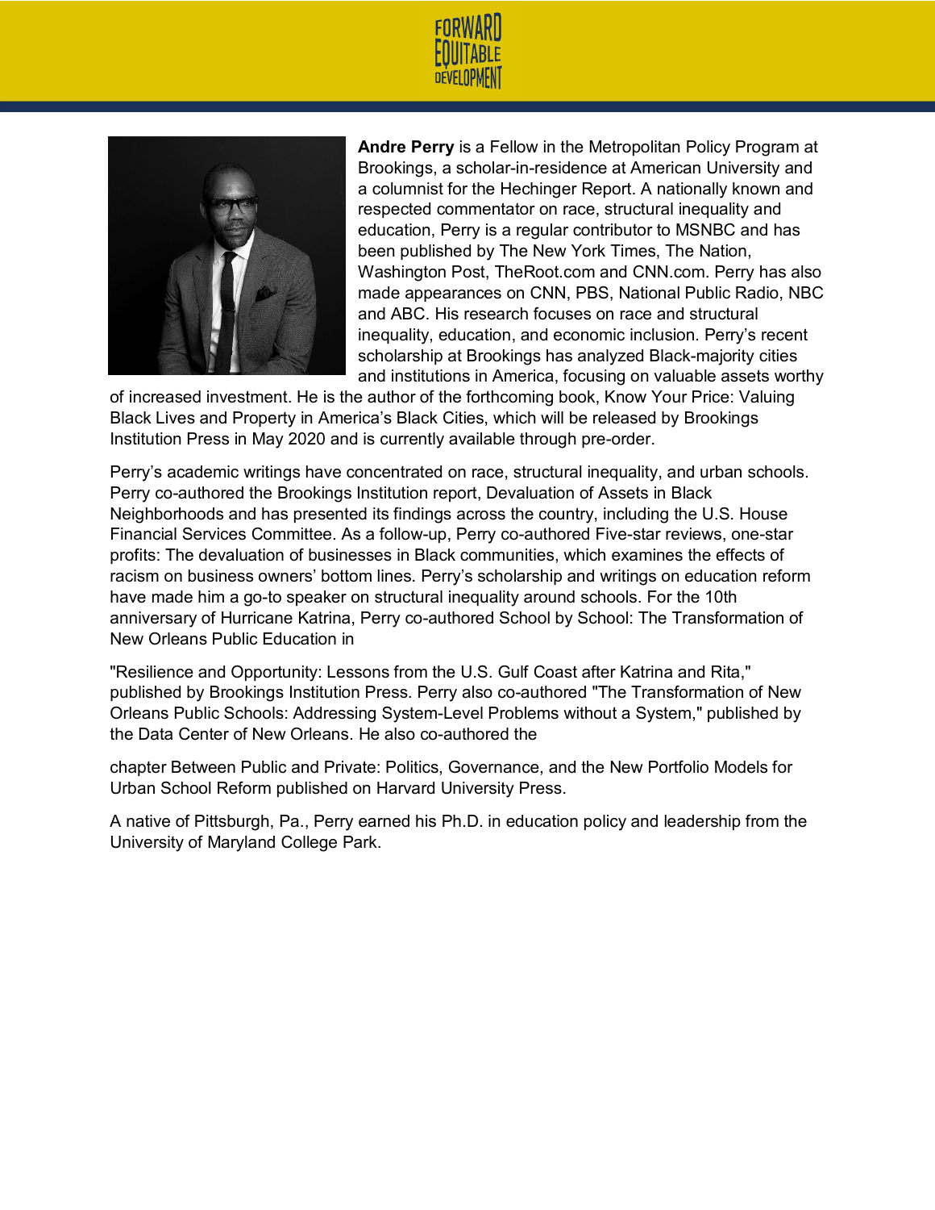**Andre Perry** is a Fellow in the Metropolitan Policy Program at Brookings, a scholar-in-residence at American University and a columnist for the Hechinger Report. A nationally known and respected commentator on race, structural inequality and education, Perry is a regular contributor to MSNBC and has been published by The New York Times, The Nation, Washington Post, TheRoot.com and CNN.com. Perry has also made appearances on CNN, PBS, National Public Radio, NBC and ABC. His research focuses on race and structural inequality, education, and economic inclusion. Perry's recent scholarship at Brookings has analyzed Black-majority cities and institutions in America, focusing on valuable assets worthy of increased investment. He is the author of the forthcoming book, Know Your Price: Valuing Black Lives and Property in America's Black Cities, which will be released by Brookings Institution Press in May 2020 and is currently available through pre-order.

Perry's academic writings have concentrated on race, structural inequality, and urban schools. Perry co-authored the Brookings Institution report, Devaluation of Assets in Black Neighborhoods and has presented its findings across the country, including the U.S. House Financial Services Committee. As a follow-up, Perry co-authored Five-star reviews, one-star profits: The devaluation of businesses in Black communities, which examines the effects of racism on business owners' bottom lines. Perry's scholarship and writings on education reform have made him a go-to speaker on structural inequality around schools. For the 10th anniversary of Hurricane Katrina, Perry co-authored School by School: The Transformation of New Orleans Public Education in

"Resilience and Opportunity: Lessons from the U.S. Gulf Coast after Katrina and Rita," published by Brookings Institution Press. Perry also co-authored "The Transformation of New Orleans Public Schools: Addressing System-Level Problems without a System," published by the Data Center of New Orleans. He also co-authored the

chapter Between Public and Private: Politics, Governance, and the New Portfolio Models for Urban School Reform published on Harvard University Press.

A native of Pittsburgh, Pa., Perry earned his Ph.D. in education policy and leadership from the University of Maryland College Park.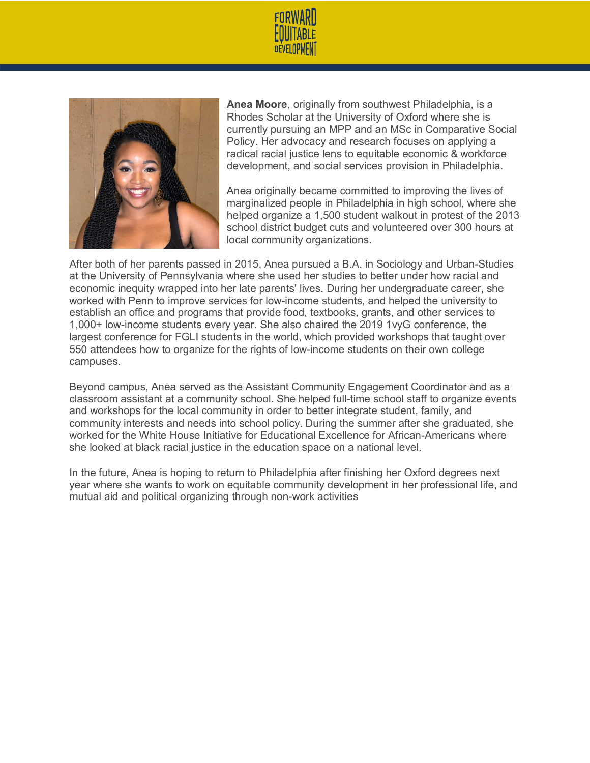**Anea Moore**, originally from southwest Philadelphia, is a Rhodes Scholar at the University of Oxford where she is currently pursuing an MPP and an MSc in Comparative Social Policy. Her advocacy and research focuses on applying a radical racial justice lens to equitable economic & workforce development, and social services provision in Philadelphia.

Anea originally became committed to improving the lives of marginalized people in Philadelphia in high school, where she helped organize a 1,500 student walkout in protest of the 2013 school district budget cuts and volunteered over 300 hours at local community organizations.

After both of her parents passed in 2015, Anea pursued a B.A. in Sociology and Urban-Studies at the University of Pennsylvania where she used her studies to better under how racial and economic inequity wrapped into her late parents' lives. During her undergraduate career, she worked with Penn to improve services for low-income students, and helped the university to establish an office and programs that provide food, textbooks, grants, and other services to 1,000+ low-income students every year. She also chaired the 2019 1vyG conference, the largest conference for FGLI students in the world, which provided workshops that taught over 550 attendees how to organize for the rights of low-income students on their own college campuses.

Beyond campus, Anea served as the Assistant Community Engagement Coordinator and as a classroom assistant at a community school. She helped full-time school staff to organize events and workshops for the local community in order to better integrate student, family, and community interests and needs into school policy. During the summer after she graduated, she worked for the White House Initiative for Educational Excellence for African-Americans where she looked at black racial justice in the education space on a national level.

In the future, Anea is hoping to return to Philadelphia after finishing her Oxford degrees next year where she wants to work on equitable community development in her professional life, and mutual aid and political organizing through non-work activities